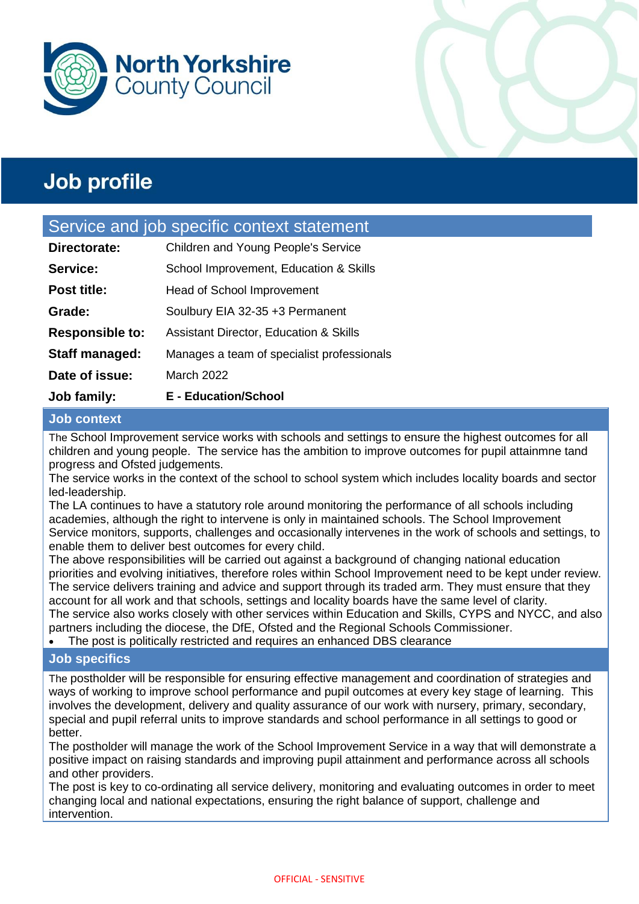North Yorkshire County Council

# Job profile

## Service and job specific context statement

| | |
|---|---|
| **Directorate:** | Children and Young People's Service |
| **Service:** | School Improvement, Education & Skills |
| **Post title:** | Head of School Improvement |
| **Grade:** | Soulbury EIA 32-35 +3 Permanent |
| **Responsible to:** | Assistant Director, Education & Skills |
| **Staff managed:** | Manages a team of specialist professionals |
| **Date of issue:** | March 2022 |
| **Job family:** | **E - Education/School** |

### Job context

The School Improvement service works with schools and settings to ensure the highest outcomes for all children and young people. The service has the ambition to improve outcomes for pupil attainmne tand progress and Ofsted judgements.

The service works in the context of the school to school system which includes locality boards and sector led-leadership.

The LA continues to have a statutory role around monitoring the performance of all schools including academies, although the right to intervene is only in maintained schools. The School Improvement Service monitors, supports, challenges and occasionally intervenes in the work of schools and settings, to enable them to deliver best outcomes for every child.

The above responsibilities will be carried out against a background of changing national education priorities and evolving initiatives, therefore roles within School Improvement need to be kept under review. The service delivers training and advice and support through its traded arm. They must ensure that they account for all work and that schools, settings and locality boards have the same level of clarity.

The service also works closely with other services within Education and Skills, CYPS and NYCC, and also partners including the diocese, the DfE, Ofsted and the Regional Schools Commissioner.

- The post is politically restricted and requires an enhanced DBS clearance

### Job specifics

The postholder will be responsible for ensuring effective management and coordination of strategies and ways of working to improve school performance and pupil outcomes at every key stage of learning. This involves the development, delivery and quality assurance of our work with nursery, primary, secondary, special and pupil referral units to improve standards and school performance in all settings to good or better.

The postholder will manage the work of the School Improvement Service in a way that will demonstrate a positive impact on raising standards and improving pupil attainment and performance across all schools and other providers.

The post is key to co-ordinating all service delivery, monitoring and evaluating outcomes in order to meet changing local and national expectations, ensuring the right balance of support, challenge and intervention.

OFFICIAL - SENSITIVE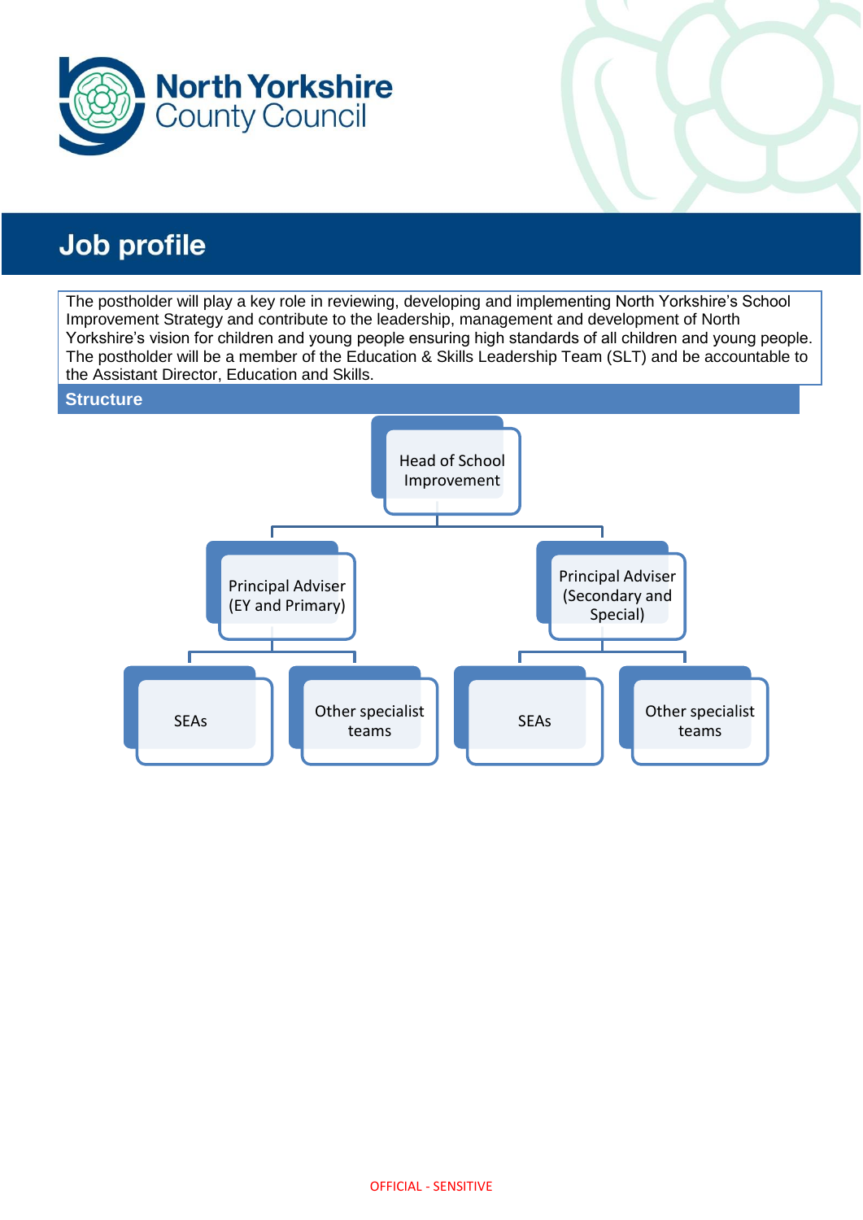# Job profile

The postholder will play a key role in reviewing, developing and implementing North Yorkshire's School Improvement Strategy and contribute to the leadership, management and development of North Yorkshire's vision for children and young people ensuring high standards of all children and young people. The postholder will be a member of the Education & Skills Leadership Team (SLT) and be accountable to the Assistant Director, Education and Skills.

## Structure

- Head of School Improvement
  - Principal Adviser (EY and Primary)
    - SEAs
    - Other specialist teams
  - Principal Adviser (Secondary and Special)
    - SEAs
    - Other specialist teams

OFFICIAL - SENSITIVE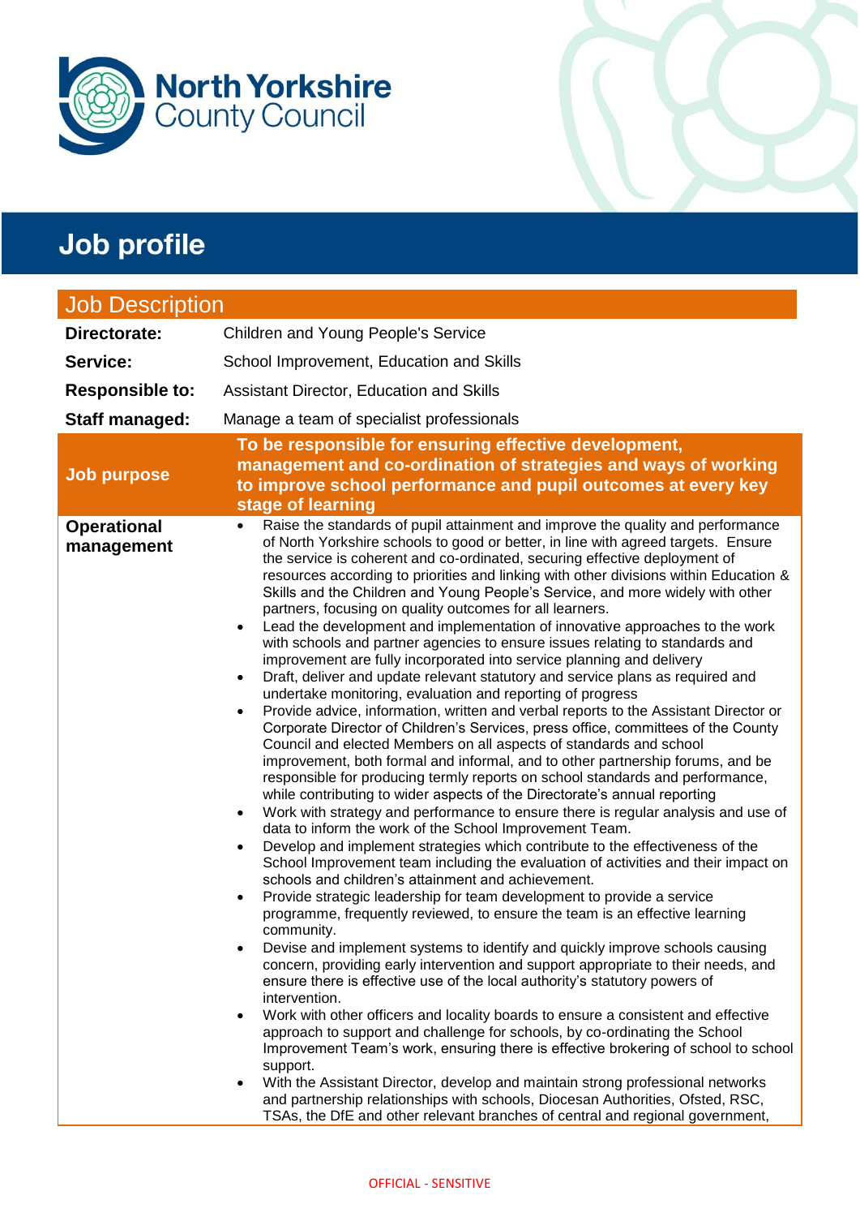# Job profile

## Job Description

| | |
|---|---|
| **Directorate:** | Children and Young People's Service |
| **Service:** | School Improvement, Education and Skills |
| **Responsible to:** | Assistant Director, Education and Skills |
| **Staff managed:** | Manage a team of specialist professionals |
| **Job purpose** | **To be responsible for ensuring effective development, management and co-ordination of strategies and ways of working to improve school performance and pupil outcomes at every key stage of learning** |
| **Operational management** | • Raise the standards of pupil attainment and improve the quality and performance of North Yorkshire schools to good or better, in line with agreed targets. Ensure the service is coherent and co-ordinated, securing effective deployment of resources according to priorities and linking with other divisions within Education & Skills and the Children and Young People's Service, and more widely with other partners, focusing on quality outcomes for all learners.<br>• Lead the development and implementation of innovative approaches to the work with schools and partner agencies to ensure issues relating to standards and improvement are fully incorporated into service planning and delivery<br>• Draft, deliver and update relevant statutory and service plans as required and undertake monitoring, evaluation and reporting of progress<br>• Provide advice, information, written and verbal reports to the Assistant Director or Corporate Director of Children's Services, press office, committees of the County Council and elected Members on all aspects of standards and school improvement, both formal and informal, and to other partnership forums, and be responsible for producing termly reports on school standards and performance, while contributing to wider aspects of the Directorate's annual reporting<br>• Work with strategy and performance to ensure there is regular analysis and use of data to inform the work of the School Improvement Team.<br>• Develop and implement strategies which contribute to the effectiveness of the School Improvement team including the evaluation of activities and their impact on schools and children's attainment and achievement.<br>• Provide strategic leadership for team development to provide a service programme, frequently reviewed, to ensure the team is an effective learning community.<br>• Devise and implement systems to identify and quickly improve schools causing concern, providing early intervention and support appropriate to their needs, and ensure there is effective use of the local authority's statutory powers of intervention.<br>• Work with other officers and locality boards to ensure a consistent and effective approach to support and challenge for schools, by co-ordinating the School Improvement Team's work, ensuring there is effective brokering of school to school support.<br>• With the Assistant Director, develop and maintain strong professional networks and partnership relationships with schools, Diocesan Authorities, Ofsted, RSC, TSAs, the DfE and other relevant branches of central and regional government, |

OFFICIAL - SENSITIVE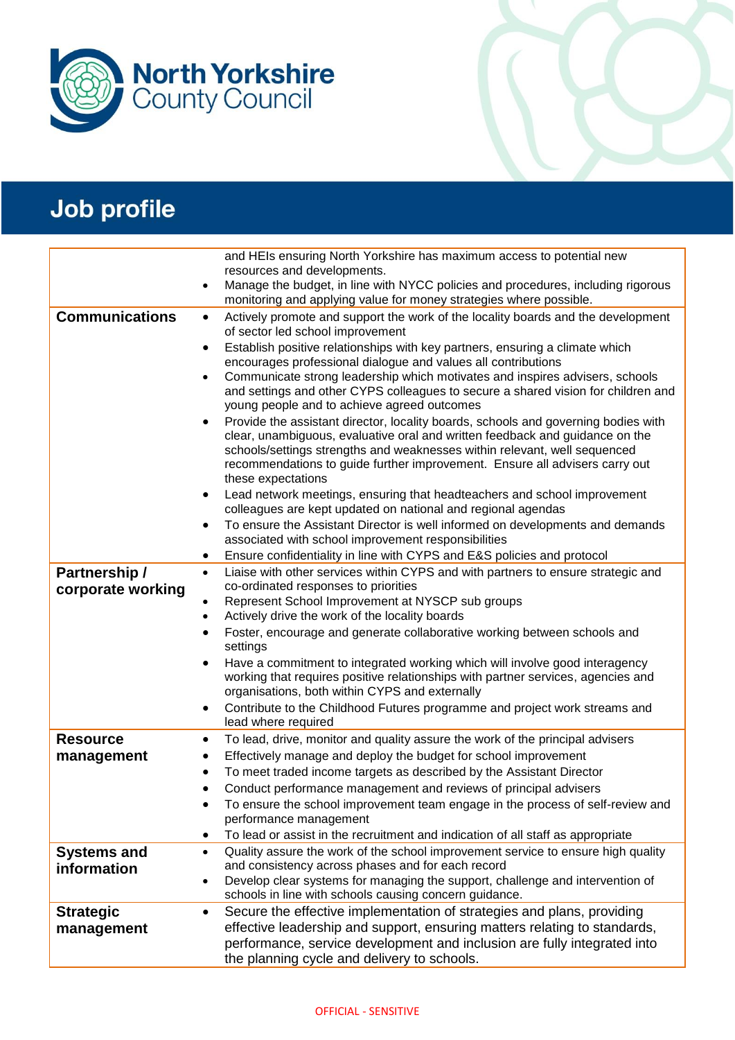# Job profile

| | |
|---|---|
| | and HEIs ensuring North Yorkshire has maximum access to potential new resources and developments.<br>• Manage the budget, in line with NYCC policies and procedures, including rigorous monitoring and applying value for money strategies where possible. |
| **Communications** | • Actively promote and support the work of the locality boards and the development of sector led school improvement<br>• Establish positive relationships with key partners, ensuring a climate which encourages professional dialogue and values all contributions<br>• Communicate strong leadership which motivates and inspires advisers, schools and settings and other CYPS colleagues to secure a shared vision for children and young people and to achieve agreed outcomes<br>• Provide the assistant director, locality boards, schools and governing bodies with clear, unambiguous, evaluative oral and written feedback and guidance on the schools/settings strengths and weaknesses within relevant, well sequenced recommendations to guide further improvement. Ensure all advisers carry out these expectations<br>• Lead network meetings, ensuring that headteachers and school improvement colleagues are kept updated on national and regional agendas<br>• To ensure the Assistant Director is well informed on developments and demands associated with school improvement responsibilities<br>• Ensure confidentiality in line with CYPS and E&S policies and protocol |
| **Partnership / corporate working** | • Liaise with other services within CYPS and with partners to ensure strategic and co-ordinated responses to priorities<br>• Represent School Improvement at NYSCP sub groups<br>• Actively drive the work of the locality boards<br>• Foster, encourage and generate collaborative working between schools and settings<br>• Have a commitment to integrated working which will involve good interagency working that requires positive relationships with partner services, agencies and organisations, both within CYPS and externally<br>• Contribute to the Childhood Futures programme and project work streams and lead where required |
| **Resource management** | • To lead, drive, monitor and quality assure the work of the principal advisers<br>• Effectively manage and deploy the budget for school improvement<br>• To meet traded income targets as described by the Assistant Director<br>• Conduct performance management and reviews of principal advisers<br>• To ensure the school improvement team engage in the process of self-review and performance management<br>• To lead or assist in the recruitment and indication of all staff as appropriate |
| **Systems and information** | • Quality assure the work of the school improvement service to ensure high quality and consistency across phases and for each record<br>• Develop clear systems for managing the support, challenge and intervention of schools in line with schools causing concern guidance. |
| **Strategic management** | • Secure the effective implementation of strategies and plans, providing effective leadership and support, ensuring matters relating to standards, performance, service development and inclusion are fully integrated into the planning cycle and delivery to schools. |

OFFICIAL - SENSITIVE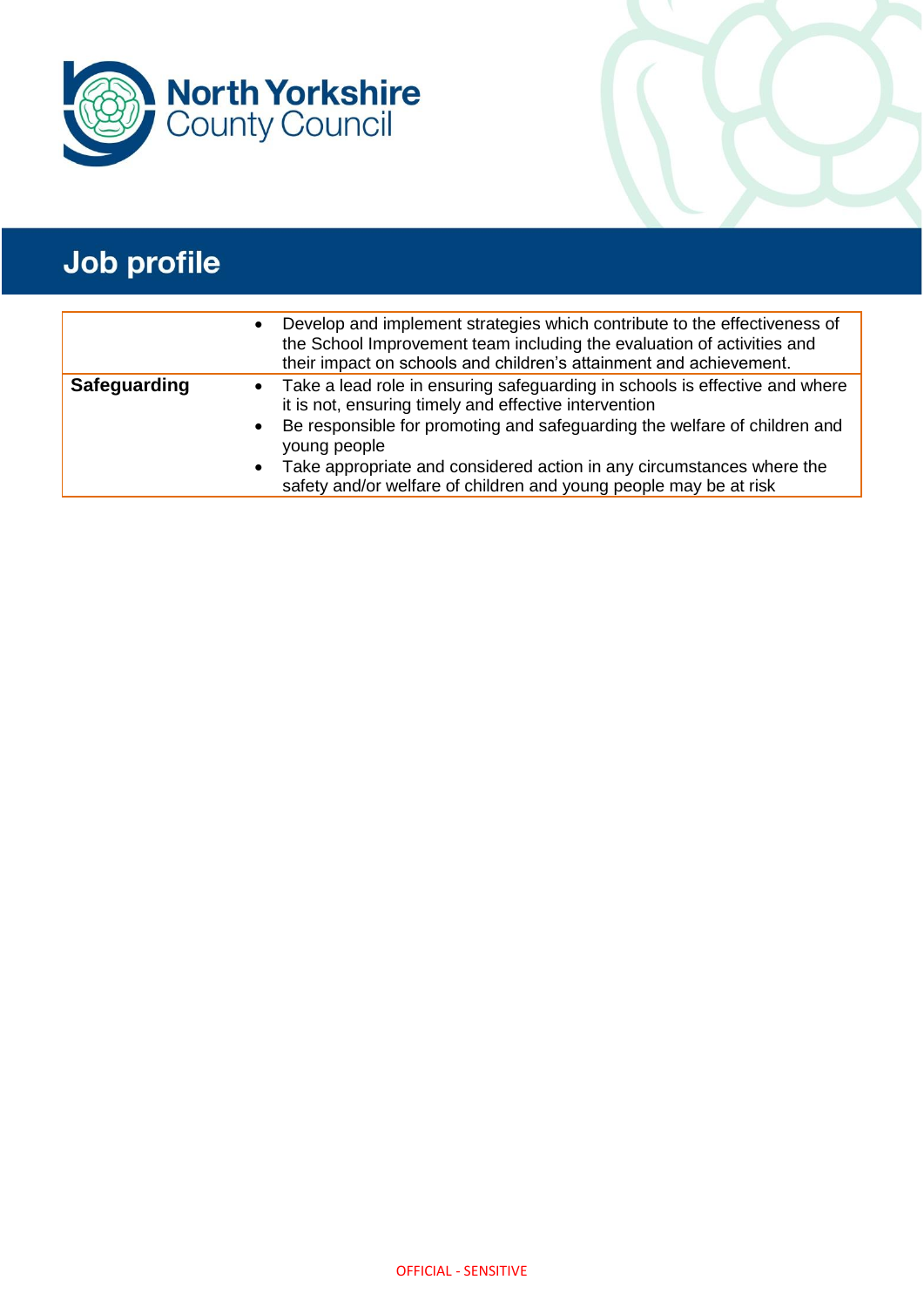# Job profile

| | |
|---|---|
| | • Develop and implement strategies which contribute to the effectiveness of the School Improvement team including the evaluation of activities and their impact on schools and children's attainment and achievement. |
| **Safeguarding** | • Take a lead role in ensuring safeguarding in schools is effective and where it is not, ensuring timely and effective intervention<br>• Be responsible for promoting and safeguarding the welfare of children and young people<br>• Take appropriate and considered action in any circumstances where the safety and/or welfare of children and young people may be at risk |

OFFICIAL - SENSITIVE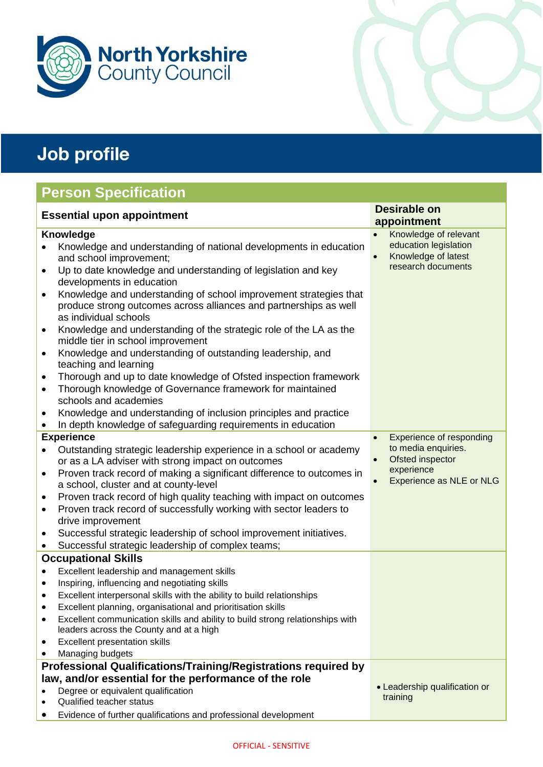North Yorkshire County Council

# Job profile

## Person Specification

| Essential upon appointment | Desirable on appointment |
|---|---|
| **Knowledge**<br>• Knowledge and understanding of national developments in education and school improvement;<br>• Up to date knowledge and understanding of legislation and key developments in education<br>• Knowledge and understanding of school improvement strategies that produce strong outcomes across alliances and partnerships as well as individual schools<br>• Knowledge and understanding of the strategic role of the LA as the middle tier in school improvement<br>• Knowledge and understanding of outstanding leadership, and teaching and learning<br>• Thorough and up to date knowledge of Ofsted inspection framework<br>• Thorough knowledge of Governance framework for maintained schools and academies<br>• Knowledge and understanding of inclusion principles and practice<br>• In depth knowledge of safeguarding requirements in education | • Knowledge of relevant education legislation<br>• Knowledge of latest research documents |
| **Experience**<br>• Outstanding strategic leadership experience in a school or academy or as a LA adviser with strong impact on outcomes<br>• Proven track record of making a significant difference to outcomes in a school, cluster and at county-level<br>• Proven track record of high quality teaching with impact on outcomes<br>• Proven track record of successfully working with sector leaders to drive improvement<br>• Successful strategic leadership of school improvement initiatives.<br>• Successful strategic leadership of complex teams; | • Experience of responding to media enquiries.<br>• Ofsted inspector experience<br>• Experience as NLE or NLG |
| **Occupational Skills**<br>• Excellent leadership and management skills<br>• Inspiring, influencing and negotiating skills<br>• Excellent interpersonal skills with the ability to build relationships<br>• Excellent planning, organisational and prioritisation skills<br>• Excellent communication skills and ability to build strong relationships with leaders across the County and at a high<br>• Excellent presentation skills<br>• Managing budgets | |
| **Professional Qualifications/Training/Registrations required by law, and/or essential for the performance of the role**<br>• Degree or equivalent qualification<br>• Qualified teacher status<br>• Evidence of further qualifications and professional development | • Leadership qualification or training |

OFFICIAL - SENSITIVE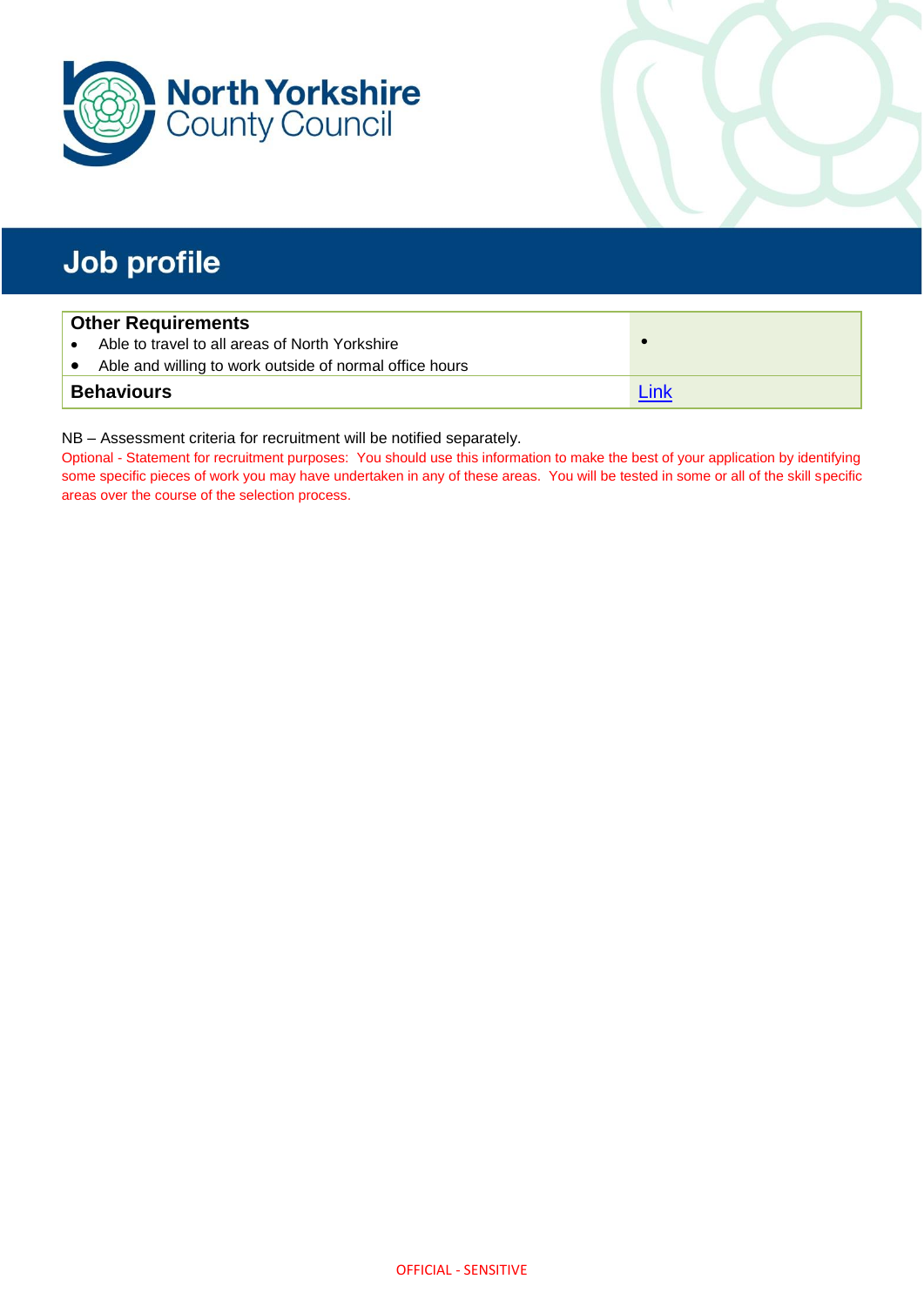# Job profile

| | |
|---|---|
| **Other Requirements**<br>• Able to travel to all areas of North Yorkshire<br>• Able and willing to work outside of normal office hours | • |
| **Behaviours** | Link |

NB – Assessment criteria for recruitment will be notified separately.

Optional - Statement for recruitment purposes: You should use this information to make the best of your application by identifying some specific pieces of work you may have undertaken in any of these areas. You will be tested in some or all of the skill specific areas over the course of the selection process.

OFFICIAL - SENSITIVE